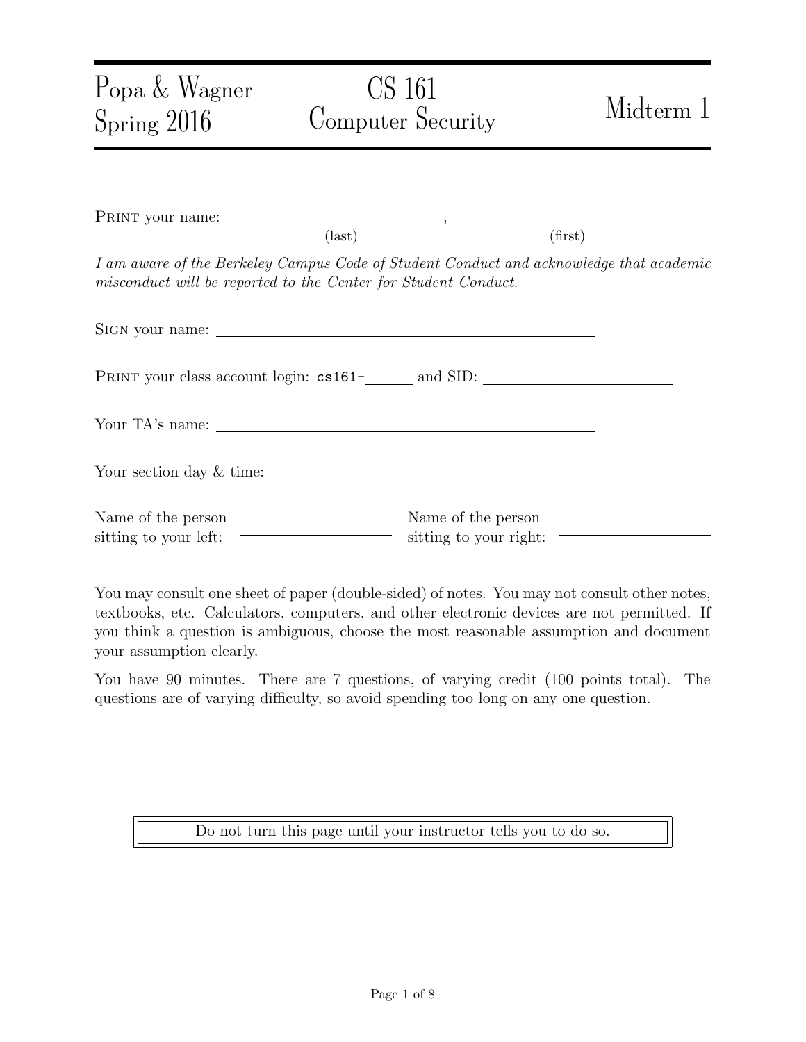Popa & Wagner
Spring 2016

# CS 161 Computer Security

Midterm 1

PRINT your name: \_\_\_\_\_\_\_\_\_\_\_\_\_\_\_\_\_\_\_\_\_\_\_\_, \_\_\_\_\_\_\_\_\_\_\_\_\_\_\_\_\_\_\_\_\_\_\_\_
(last) (first)

*I am aware of the Berkeley Campus Code of Student Conduct and acknowledge that academic misconduct will be reported to the Center for Student Conduct.*

SIGN your name: \_\_\_\_\_\_\_\_\_\_\_\_\_\_\_\_\_\_\_\_\_\_\_\_\_\_\_\_\_\_\_\_\_\_\_\_\_\_\_\_

PRINT your class account login: `cs161-`\_\_\_\_\_\_ and SID: \_\_\_\_\_\_\_\_\_\_\_\_\_\_\_\_\_\_\_\_

Your TA's name: \_\_\_\_\_\_\_\_\_\_\_\_\_\_\_\_\_\_\_\_\_\_\_\_\_\_\_\_\_\_\_\_\_\_\_\_\_\_\_\_

Your section day & time: \_\_\_\_\_\_\_\_\_\_\_\_\_\_\_\_\_\_\_\_\_\_\_\_\_\_\_\_\_\_\_\_\_\_\_\_\_\_\_\_

Name of the person sitting to your left: \_\_\_\_\_\_\_\_\_\_\_\_\_\_\_\_

Name of the person sitting to your right: \_\_\_\_\_\_\_\_\_\_\_\_\_\_\_\_

You may consult one sheet of paper (double-sided) of notes. You may not consult other notes, textbooks, etc. Calculators, computers, and other electronic devices are not permitted. If you think a question is ambiguous, choose the most reasonable assumption and document your assumption clearly.

You have 90 minutes. There are 7 questions, of varying credit (100 points total). The questions are of varying difficulty, so avoid spending too long on any one question.

Do not turn this page until your instructor tells you to do so.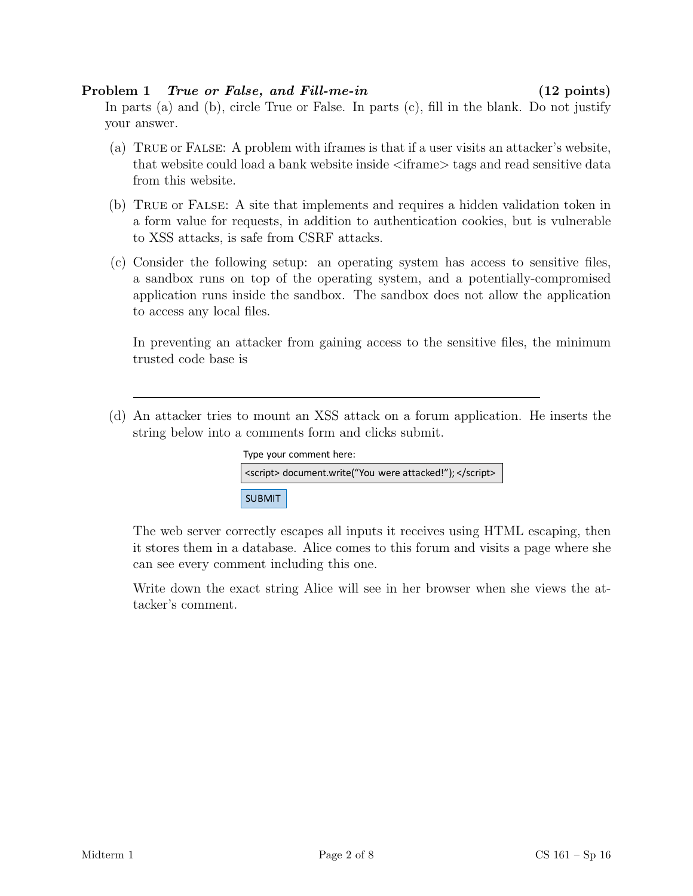**Problem 1** ***True or False, and Fill-me-in*** **(12 points)**

In parts (a) and (b), circle True or False. In parts (c), fill in the blank. Do not justify your answer.

(a) TRUE or FALSE: A problem with iframes is that if a user visits an attacker's website, that website could load a bank website inside <iframe> tags and read sensitive data from this website.

(b) TRUE or FALSE: A site that implements and requires a hidden validation token in a form value for requests, in addition to authentication cookies, but is vulnerable to XSS attacks, is safe from CSRF attacks.

(c) Consider the following setup: an operating system has access to sensitive files, a sandbox runs on top of the operating system, and a potentially-compromised application runs inside the sandbox. The sandbox does not allow the application to access any local files.

In preventing an attacker from gaining access to the sensitive files, the minimum trusted code base is

\_\_\_\_\_\_\_\_\_\_\_\_\_\_\_\_\_\_\_\_\_\_\_\_\_\_\_\_\_\_\_\_\_\_\_\_\_\_\_\_\_\_\_\_\_\_\_\_\_\_\_\_\_\_\_\_

(d) An attacker tries to mount an XSS attack on a forum application. He inserts the string below into a comments form and clicks submit.

Type your comment here:

```
<script> document.write("You were attacked!"); </script>
```

SUBMIT

The web server correctly escapes all inputs it receives using HTML escaping, then it stores them in a database. Alice comes to this forum and visits a page where she can see every comment including this one.

Write down the exact string Alice will see in her browser when she views the attacker's comment.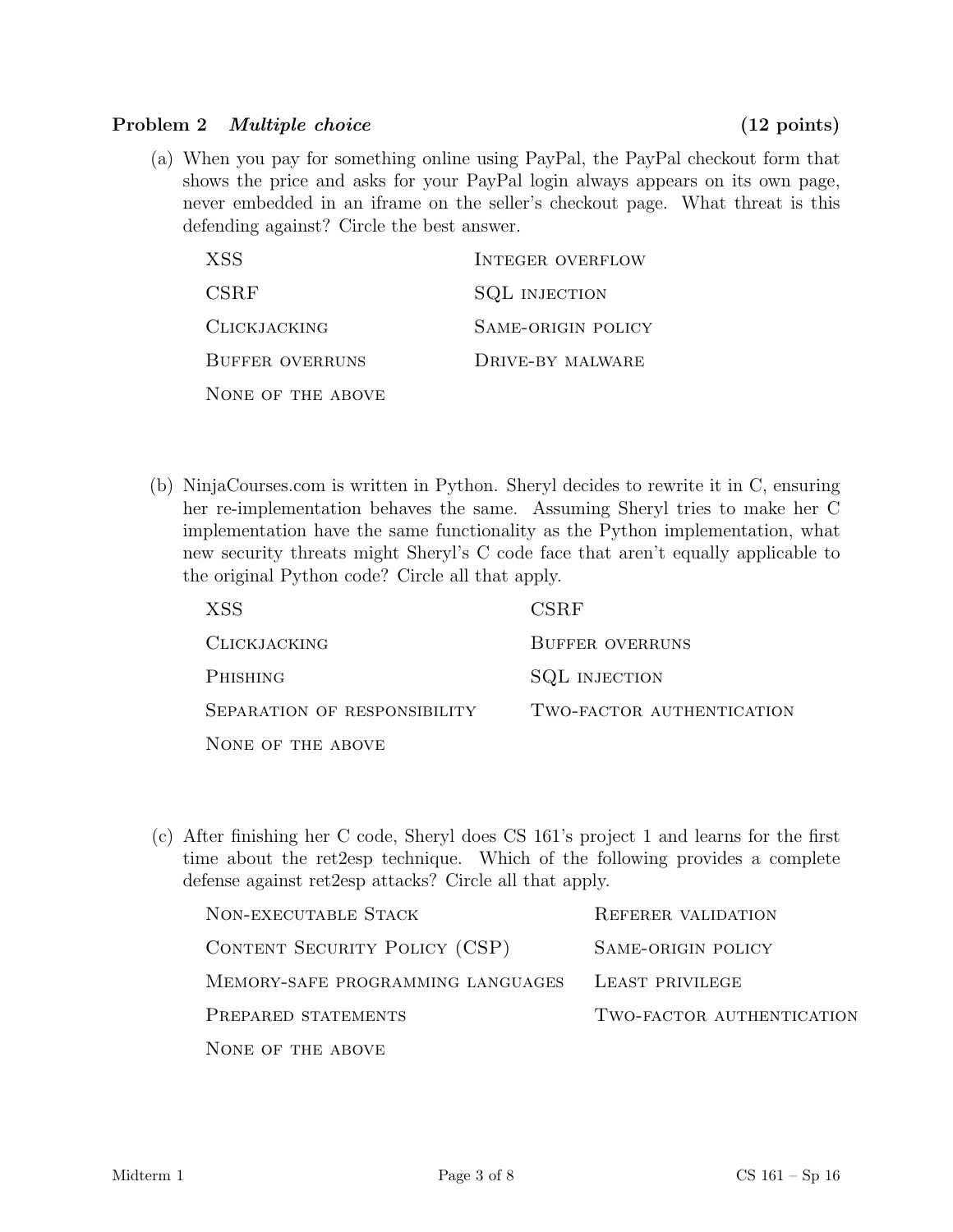**Problem 2** *Multiple choice* **(12 points)**

(a) When you pay for something online using PayPal, the PayPal checkout form that shows the price and asks for your PayPal login always appears on its own page, never embedded in an iframe on the seller's checkout page. What threat is this defending against? Circle the best answer.

| | |
|---|---|
| XSS | Integer overflow |
| CSRF | SQL injection |
| Clickjacking | Same-origin policy |
| Buffer overruns | Drive-by malware |
| None of the above | |

(b) NinjaCourses.com is written in Python. Sheryl decides to rewrite it in C, ensuring her re-implementation behaves the same. Assuming Sheryl tries to make her C implementation have the same functionality as the Python implementation, what new security threats might Sheryl's C code face that aren't equally applicable to the original Python code? Circle all that apply.

| | |
|---|---|
| XSS | CSRF |
| Clickjacking | Buffer overruns |
| Phishing | SQL injection |
| Separation of responsibility | Two-factor authentication |
| None of the above | |

(c) After finishing her C code, Sheryl does CS 161's project 1 and learns for the first time about the ret2esp technique. Which of the following provides a complete defense against ret2esp attacks? Circle all that apply.

| | |
|---|---|
| Non-executable Stack | Referer validation |
| Content Security Policy (CSP) | Same-origin policy |
| Memory-safe programming languages | Least privilege |
| Prepared statements | Two-factor authentication |
| None of the above | |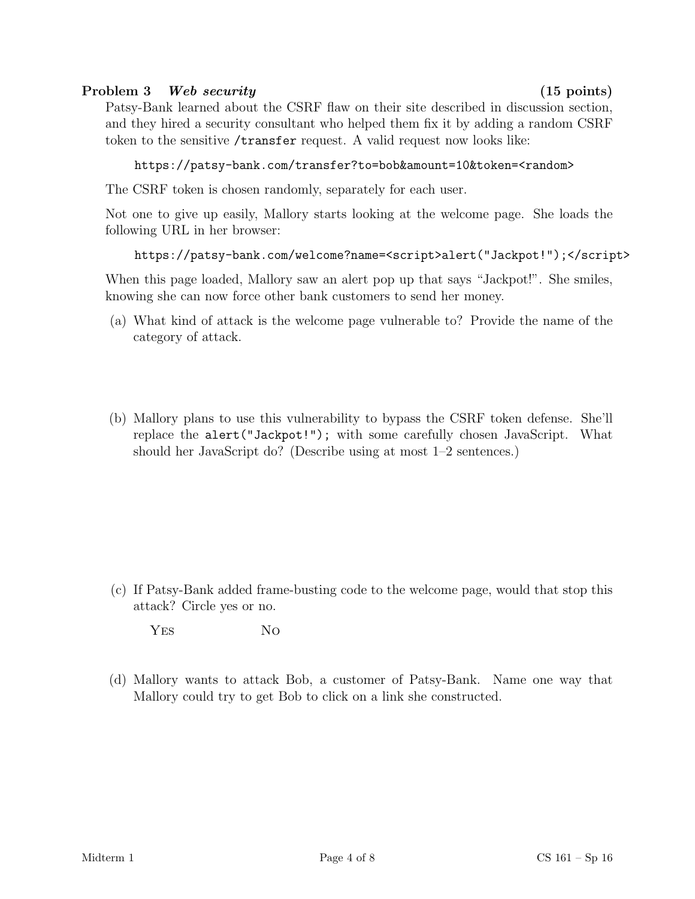## Problem 3 *Web security* (15 points)

Patsy-Bank learned about the CSRF flaw on their site described in discussion section, and they hired a security consultant who helped them fix it by adding a random CSRF token to the sensitive `/transfer` request. A valid request now looks like:

```
https://patsy-bank.com/transfer?to=bob&amount=10&token=<random>
```

The CSRF token is chosen randomly, separately for each user.

Not one to give up easily, Mallory starts looking at the welcome page. She loads the following URL in her browser:

```
https://patsy-bank.com/welcome?name=<script>alert("Jackpot!");</script>
```

When this page loaded, Mallory saw an alert pop up that says "Jackpot!". She smiles, knowing she can now force other bank customers to send her money.

(a) What kind of attack is the welcome page vulnerable to? Provide the name of the category of attack.

(b) Mallory plans to use this vulnerability to bypass the CSRF token defense. She'll replace the `alert("Jackpot!");` with some carefully chosen JavaScript. What should her JavaScript do? (Describe using at most 1–2 sentences.)

(c) If Patsy-Bank added frame-busting code to the welcome page, would that stop this attack? Circle yes or no.

YES NO

(d) Mallory wants to attack Bob, a customer of Patsy-Bank. Name one way that Mallory could try to get Bob to click on a link she constructed.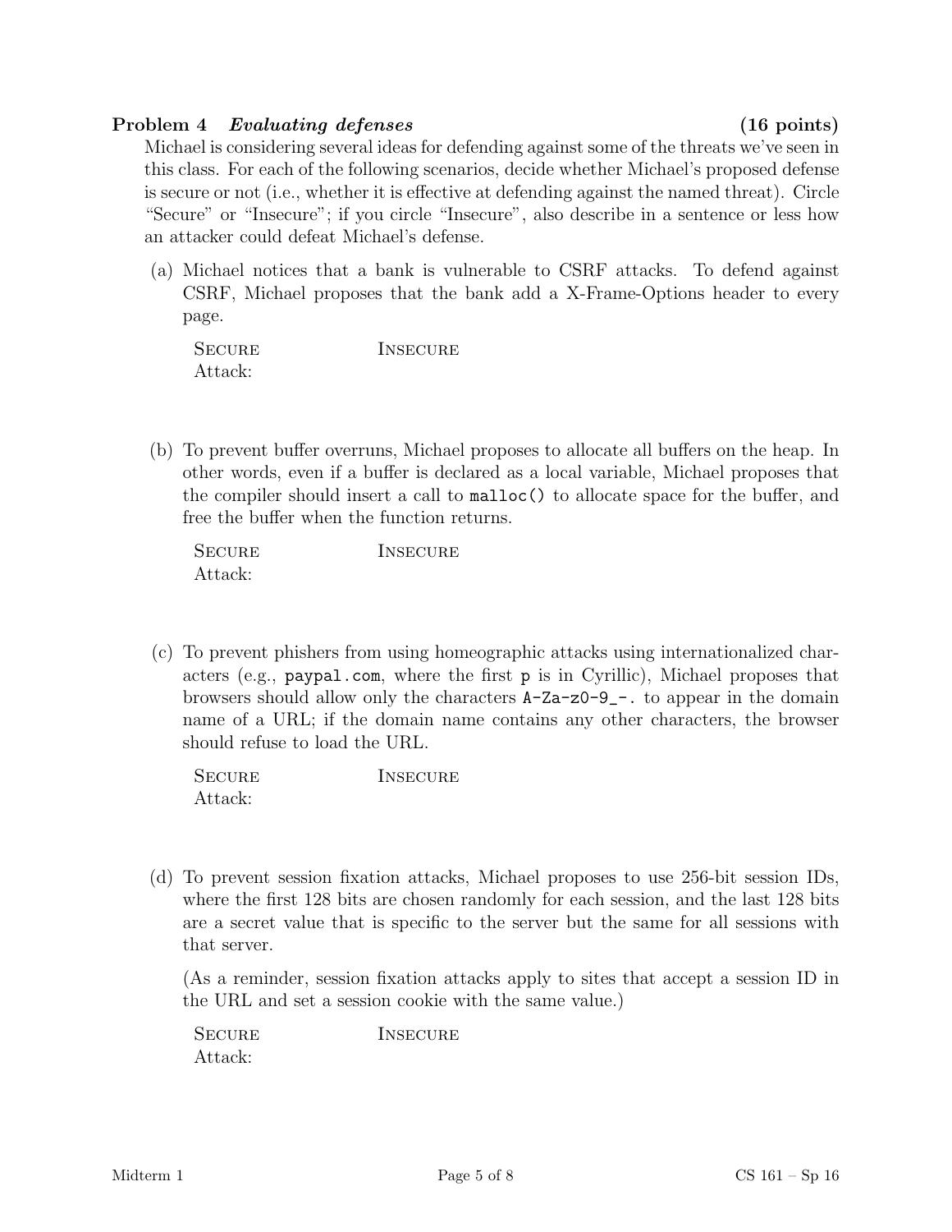**Problem 4** ***Evaluating defenses*** **(16 points)**

Michael is considering several ideas for defending against some of the threats we've seen in this class. For each of the following scenarios, decide whether Michael's proposed defense is secure or not (i.e., whether it is effective at defending against the named threat). Circle "Secure" or "Insecure"; if you circle "Insecure", also describe in a sentence or less how an attacker could defeat Michael's defense.

(a) Michael notices that a bank is vulnerable to CSRF attacks. To defend against CSRF, Michael proposes that the bank add a X-Frame-Options header to every page.

SECURE INSECURE

Attack:

(b) To prevent buffer overruns, Michael proposes to allocate all buffers on the heap. In other words, even if a buffer is declared as a local variable, Michael proposes that the compiler should insert a call to `malloc()` to allocate space for the buffer, and free the buffer when the function returns.

SECURE INSECURE

Attack:

(c) To prevent phishers from using homeographic attacks using internationalized characters (e.g., `paypal.com`, where the first `p` is in Cyrillic), Michael proposes that browsers should allow only the characters `A-Za-z0-9_-.` to appear in the domain name of a URL; if the domain name contains any other characters, the browser should refuse to load the URL.

SECURE INSECURE

Attack:

(d) To prevent session fixation attacks, Michael proposes to use 256-bit session IDs, where the first 128 bits are chosen randomly for each session, and the last 128 bits are a secret value that is specific to the server but the same for all sessions with that server.

(As a reminder, session fixation attacks apply to sites that accept a session ID in the URL and set a session cookie with the same value.)

SECURE INSECURE

Attack: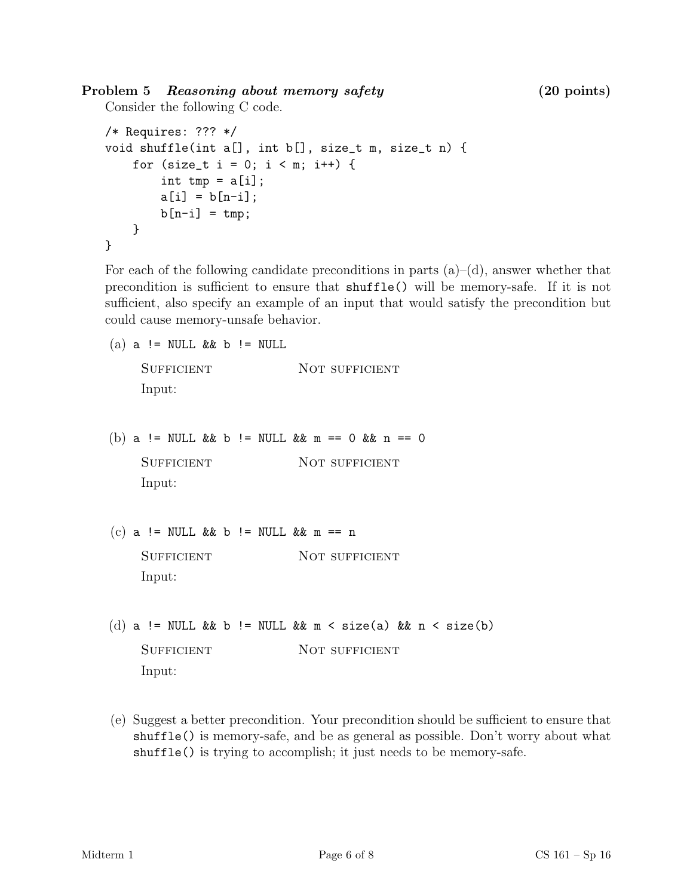**Problem 5** ***Reasoning about memory safety*** **(20 points)**

Consider the following C code.

```
/* Requires: ??? */
void shuffle(int a[], int b[], size_t m, size_t n) {
    for (size_t i = 0; i < m; i++) {
        int tmp = a[i];
        a[i] = b[n-i];
        b[n-i] = tmp;
    }
}
```

For each of the following candidate preconditions in parts (a)–(d), answer whether that precondition is sufficient to ensure that `shuffle()` will be memory-safe. If it is not sufficient, also specify an example of an input that would satisfy the precondition but could cause memory-unsafe behavior.

(a) `a != NULL && b != NULL`

SUFFICIENT NOT SUFFICIENT

Input:

(b) `a != NULL && b != NULL && m == 0 && n == 0`

SUFFICIENT NOT SUFFICIENT

Input:

(c) `a != NULL && b != NULL && m == n`

SUFFICIENT NOT SUFFICIENT

Input:

(d) `a != NULL && b != NULL && m < size(a) && n < size(b)`

SUFFICIENT NOT SUFFICIENT

Input:

(e) Suggest a better precondition. Your precondition should be sufficient to ensure that `shuffle()` is memory-safe, and be as general as possible. Don't worry about what `shuffle()` is trying to accomplish; it just needs to be memory-safe.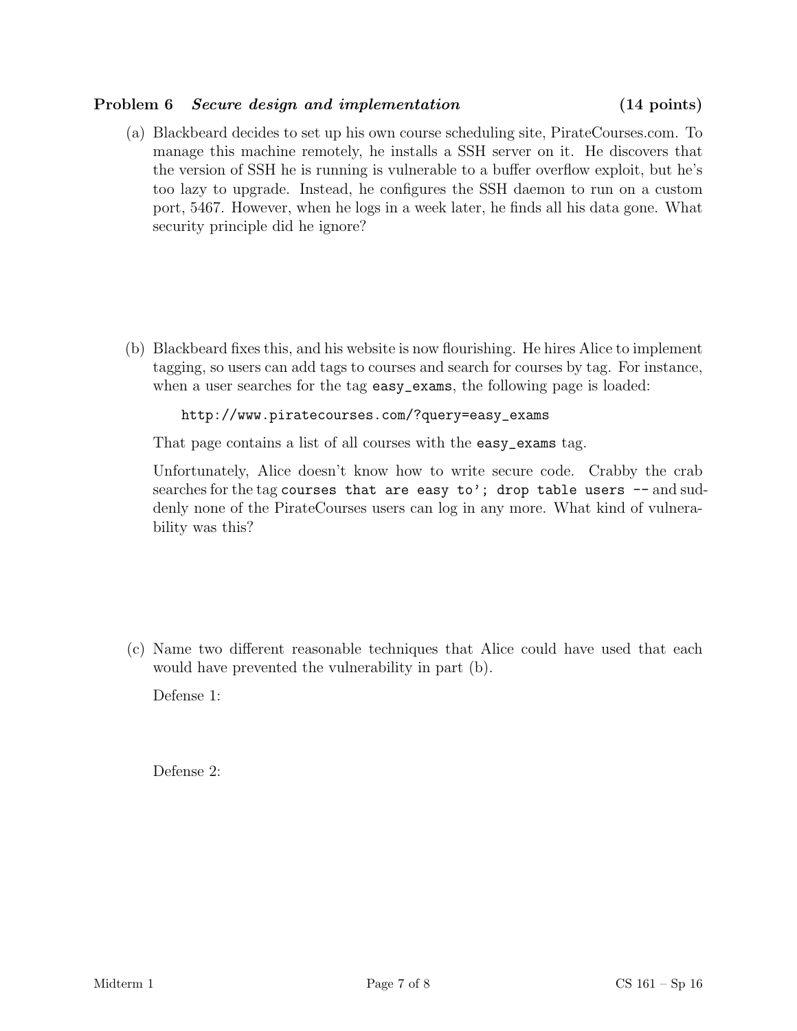**Problem 6** ***Secure design and implementation*** **(14 points)**

(a) Blackbeard decides to set up his own course scheduling site, PirateCourses.com. To manage this machine remotely, he installs a SSH server on it. He discovers that the version of SSH he is running is vulnerable to a buffer overflow exploit, but he's too lazy to upgrade. Instead, he configures the SSH daemon to run on a custom port, 5467. However, when he logs in a week later, he finds all his data gone. What security principle did he ignore?

(b) Blackbeard fixes this, and his website is now flourishing. He hires Alice to implement tagging, so users can add tags to courses and search for courses by tag. For instance, when a user searches for the tag `easy_exams`, the following page is loaded:

```
http://www.piratecourses.com/?query=easy_exams
```

That page contains a list of all courses with the `easy_exams` tag.

Unfortunately, Alice doesn't know how to write secure code. Crabby the crab searches for the tag `courses that are easy to'; drop table users --` and suddenly none of the PirateCourses users can log in any more. What kind of vulnerability was this?

(c) Name two different reasonable techniques that Alice could have used that each would have prevented the vulnerability in part (b).

Defense 1:

Defense 2: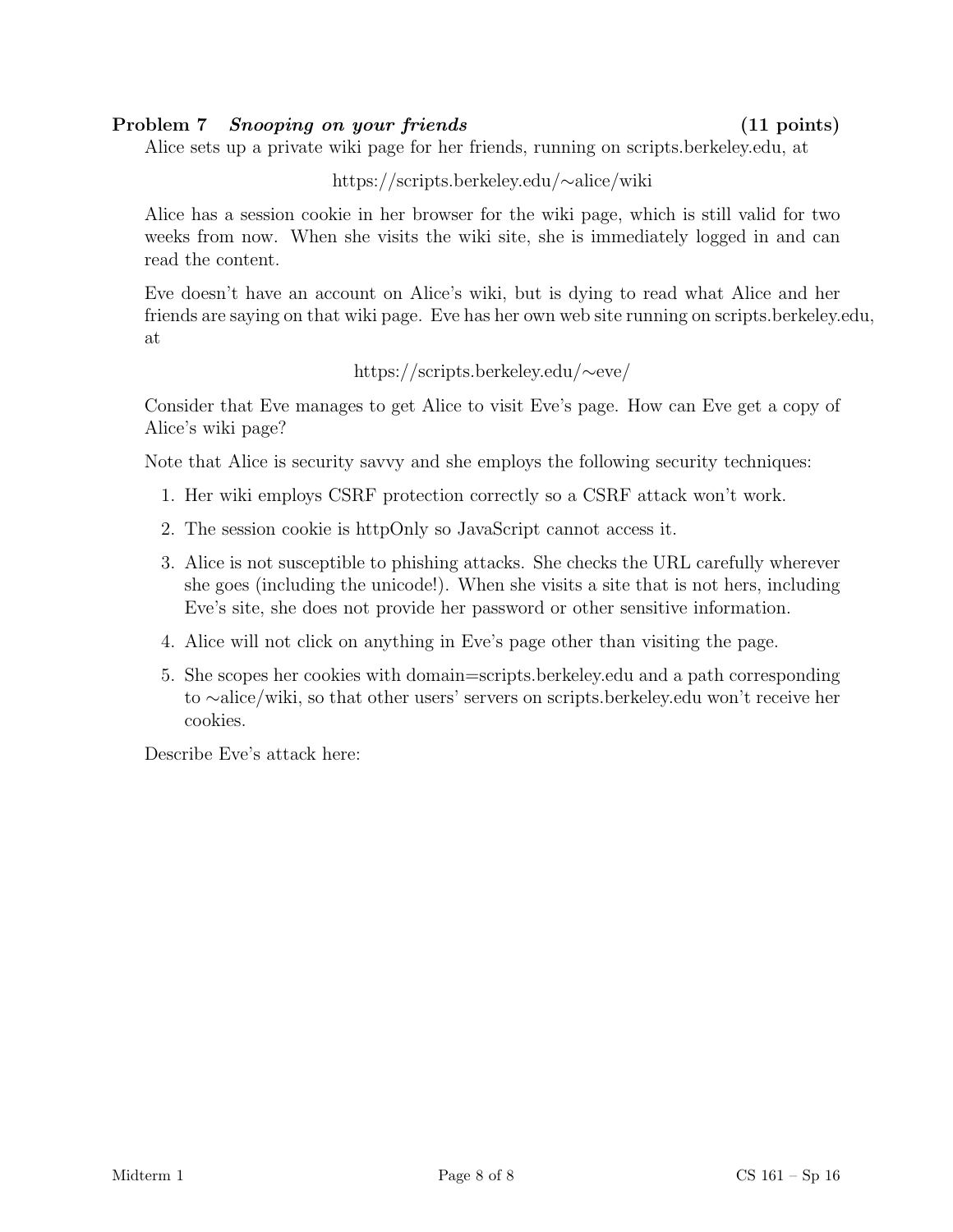**Problem 7** ***Snooping on your friends*** **(11 points)**

Alice sets up a private wiki page for her friends, running on scripts.berkeley.edu, at

https://scripts.berkeley.edu/∼alice/wiki

Alice has a session cookie in her browser for the wiki page, which is still valid for two weeks from now. When she visits the wiki site, she is immediately logged in and can read the content.

Eve doesn't have an account on Alice's wiki, but is dying to read what Alice and her friends are saying on that wiki page. Eve has her own web site running on scripts.berkeley.edu, at

https://scripts.berkeley.edu/∼eve/

Consider that Eve manages to get Alice to visit Eve's page. How can Eve get a copy of Alice's wiki page?

Note that Alice is security savvy and she employs the following security techniques:

1. Her wiki employs CSRF protection correctly so a CSRF attack won't work.
2. The session cookie is httpOnly so JavaScript cannot access it.
3. Alice is not susceptible to phishing attacks. She checks the URL carefully wherever she goes (including the unicode!). When she visits a site that is not hers, including Eve's site, she does not provide her password or other sensitive information.
4. Alice will not click on anything in Eve's page other than visiting the page.
5. She scopes her cookies with domain=scripts.berkeley.edu and a path corresponding to ∼alice/wiki, so that other users' servers on scripts.berkeley.edu won't receive her cookies.

Describe Eve's attack here: